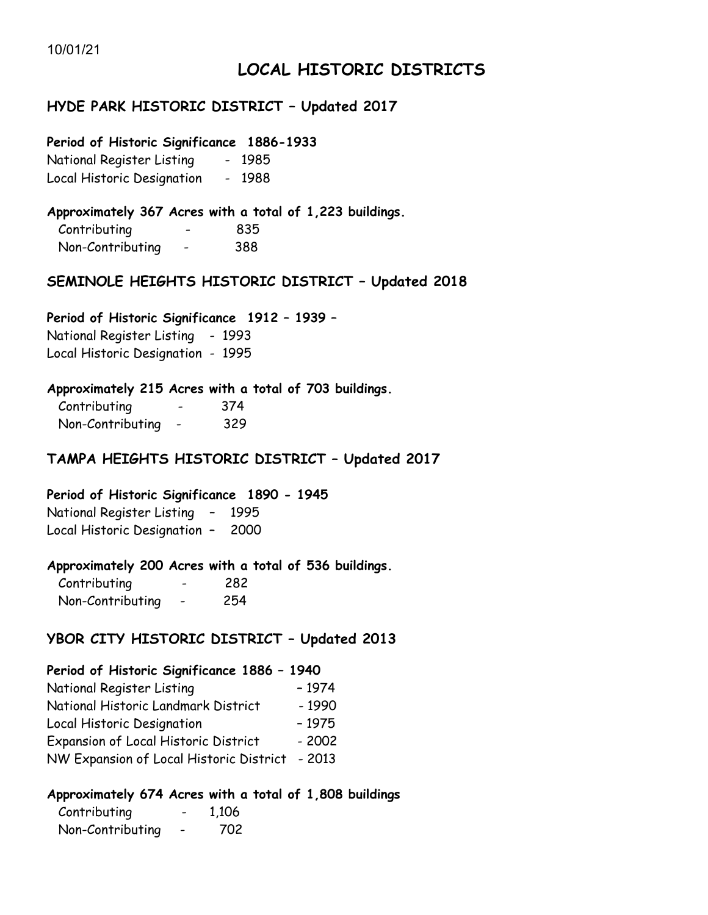10/01/21

# LOCAL HISTORIC DISTRICTS

## HYDE PARK HISTORIC DISTRICT – Updated 2017

**Period of Historic Significance 1886-1933**

National Register Listing - 1985
Local Historic Designation - 1988

**Approximately 367 Acres with a total of 1,223 buildings.**

Contributing - 835
Non-Contributing - 388

## SEMINOLE HEIGHTS HISTORIC DISTRICT – Updated 2018

**Period of Historic Significance 1912 – 1939 –**

National Register Listing - 1993
Local Historic Designation - 1995

**Approximately 215 Acres with a total of 703 buildings.**

Contributing - 374
Non-Contributing - 329

## TAMPA HEIGHTS HISTORIC DISTRICT – Updated 2017

**Period of Historic Significance 1890 - 1945**

National Register Listing – 1995
Local Historic Designation – 2000

**Approximately 200 Acres with a total of 536 buildings.**

Contributing - 282
Non-Contributing - 254

## YBOR CITY HISTORIC DISTRICT – Updated 2013

**Period of Historic Significance 1886 – 1940**

National Register Listing – 1974
National Historic Landmark District - 1990
Local Historic Designation – 1975
Expansion of Local Historic District - 2002
NW Expansion of Local Historic District - 2013

**Approximately 674 Acres with a total of 1,808 buildings**

Contributing - 1,106
Non-Contributing - 702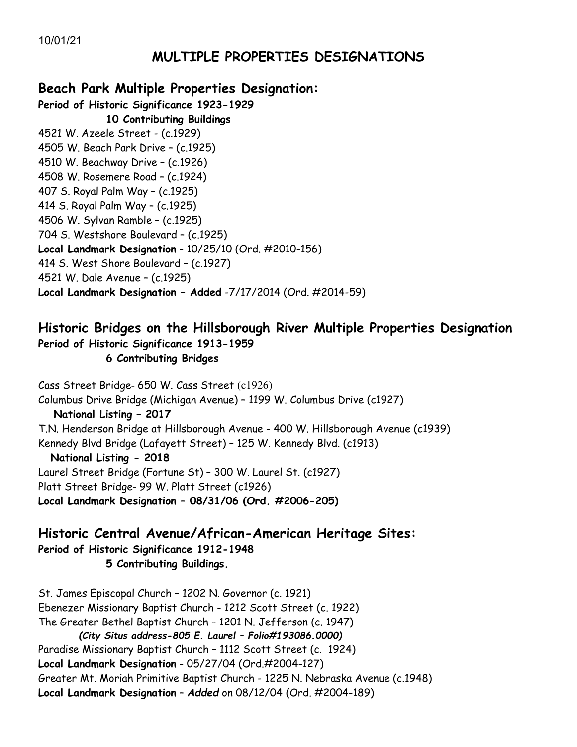10/01/21

# MULTIPLE PROPERTIES DESIGNATIONS

## Beach Park Multiple Properties Designation:

**Period of Historic Significance 1923-1929**

**10 Contributing Buildings**

4521 W. Azeele Street - (c.1929)
4505 W. Beach Park Drive – (c.1925)
4510 W. Beachway Drive – (c.1926)
4508 W. Rosemere Road – (c.1924)
407 S. Royal Palm Way – (c.1925)
414 S. Royal Palm Way – (c.1925)
4506 W. Sylvan Ramble – (c.1925)
704 S. Westshore Boulevard – (c.1925)
**Local Landmark Designation** - 10/25/10 (Ord. #2010-156)
414 S. West Shore Boulevard – (c.1927)
4521 W. Dale Avenue – (c.1925)
**Local Landmark Designation – Added** -7/17/2014 (Ord. #2014-59)

## Historic Bridges on the Hillsborough River Multiple Properties Designation

**Period of Historic Significance 1913-1959**

**6 Contributing Bridges**

Cass Street Bridge- 650 W. Cass Street (c1926)
Columbus Drive Bridge (Michigan Avenue) – 1199 W. Columbus Drive (c1927)
**National Listing – 2017**
T.N. Henderson Bridge at Hillsborough Avenue - 400 W. Hillsborough Avenue (c1939)
Kennedy Blvd Bridge (Lafayett Street) – 125 W. Kennedy Blvd. (c1913)
**National Listing - 2018**
Laurel Street Bridge (Fortune St) – 300 W. Laurel St. (c1927)
Platt Street Bridge- 99 W. Platt Street (c1926)
**Local Landmark Designation – 08/31/06 (Ord. #2006-205)**

## Historic Central Avenue/African-American Heritage Sites:

**Period of Historic Significance 1912-1948**

**5 Contributing Buildings.**

St. James Episcopal Church – 1202 N. Governor (c. 1921)
Ebenezer Missionary Baptist Church - 1212 Scott Street (c. 1922)
The Greater Bethel Baptist Church – 1201 N. Jefferson (c. 1947)
***(City Situs address-805 E. Laurel – Folio#193086.0000)***
Paradise Missionary Baptist Church – 1112 Scott Street (c. 1924)
**Local Landmark Designation** - 05/27/04 (Ord.#2004-127)
Greater Mt. Moriah Primitive Baptist Church - 1225 N. Nebraska Avenue (c.1948)
**Local Landmark Designation** – ***Added*** on 08/12/04 (Ord. #2004-189)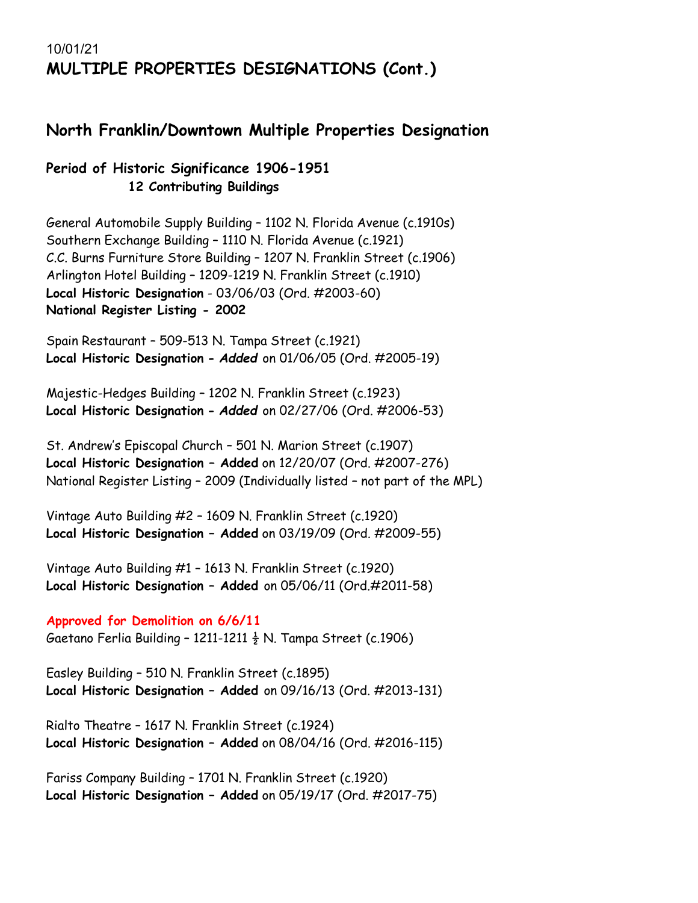10/01/21

# MULTIPLE PROPERTIES DESIGNATIONS (Cont.)

## North Franklin/Downtown Multiple Properties Designation

### Period of Historic Significance 1906-1951

**12 Contributing Buildings**

General Automobile Supply Building – 1102 N. Florida Avenue (c.1910s)
Southern Exchange Building – 1110 N. Florida Avenue (c.1921)
C.C. Burns Furniture Store Building – 1207 N. Franklin Street (c.1906)
Arlington Hotel Building – 1209-1219 N. Franklin Street (c.1910)
**Local Historic Designation** - 03/06/03 (Ord. #2003-60)
**National Register Listing - 2002**

Spain Restaurant – 509-513 N. Tampa Street (c.1921)
**Local Historic Designation -** ***Added*** on 01/06/05 (Ord. #2005-19)

Majestic-Hedges Building – 1202 N. Franklin Street (c.1923)
**Local Historic Designation -** ***Added*** on 02/27/06 (Ord. #2006-53)

St. Andrew's Episcopal Church – 501 N. Marion Street (c.1907)
**Local Historic Designation – Added** on 12/20/07 (Ord. #2007-276)
National Register Listing – 2009 (Individually listed – not part of the MPL)

Vintage Auto Building #2 – 1609 N. Franklin Street (c.1920)
**Local Historic Designation – Added** on 03/19/09 (Ord. #2009-55)

Vintage Auto Building #1 – 1613 N. Franklin Street (c.1920)
**Local Historic Designation – Added** on 05/06/11 (Ord.#2011-58)

**Approved for Demolition on 6/6/11**
Gaetano Ferlia Building – 1211-1211 ½ N. Tampa Street (c.1906)

Easley Building – 510 N. Franklin Street (c.1895)
**Local Historic Designation – Added** on 09/16/13 (Ord. #2013-131)

Rialto Theatre – 1617 N. Franklin Street (c.1924)
**Local Historic Designation – Added** on 08/04/16 (Ord. #2016-115)

Fariss Company Building – 1701 N. Franklin Street (c.1920)
**Local Historic Designation – Added** on 05/19/17 (Ord. #2017-75)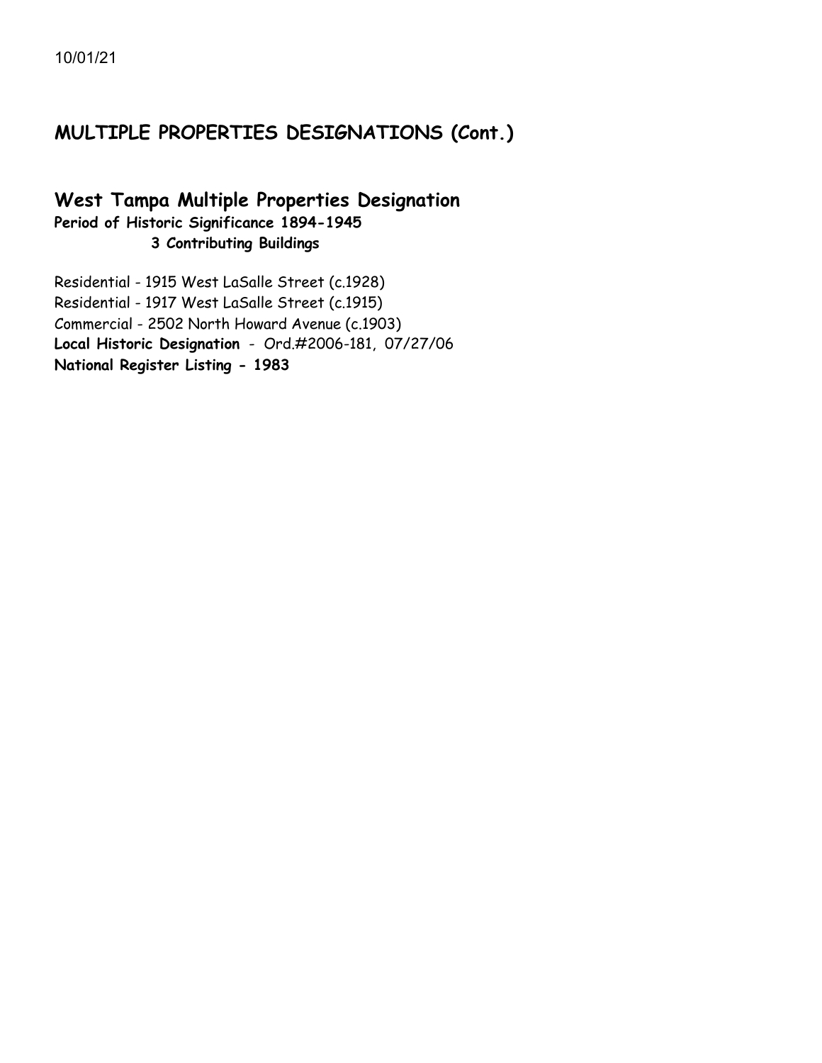10/01/21

## MULTIPLE PROPERTIES DESIGNATIONS (Cont.)

### West Tampa Multiple Properties Designation

**Period of Historic Significance 1894-1945**

**3 Contributing Buildings**

Residential - 1915 West LaSalle Street (c.1928)
Residential - 1917 West LaSalle Street (c.1915)
Commercial - 2502 North Howard Avenue (c.1903)
**Local Historic Designation** - Ord.#2006-181, 07/27/06
**National Register Listing - 1983**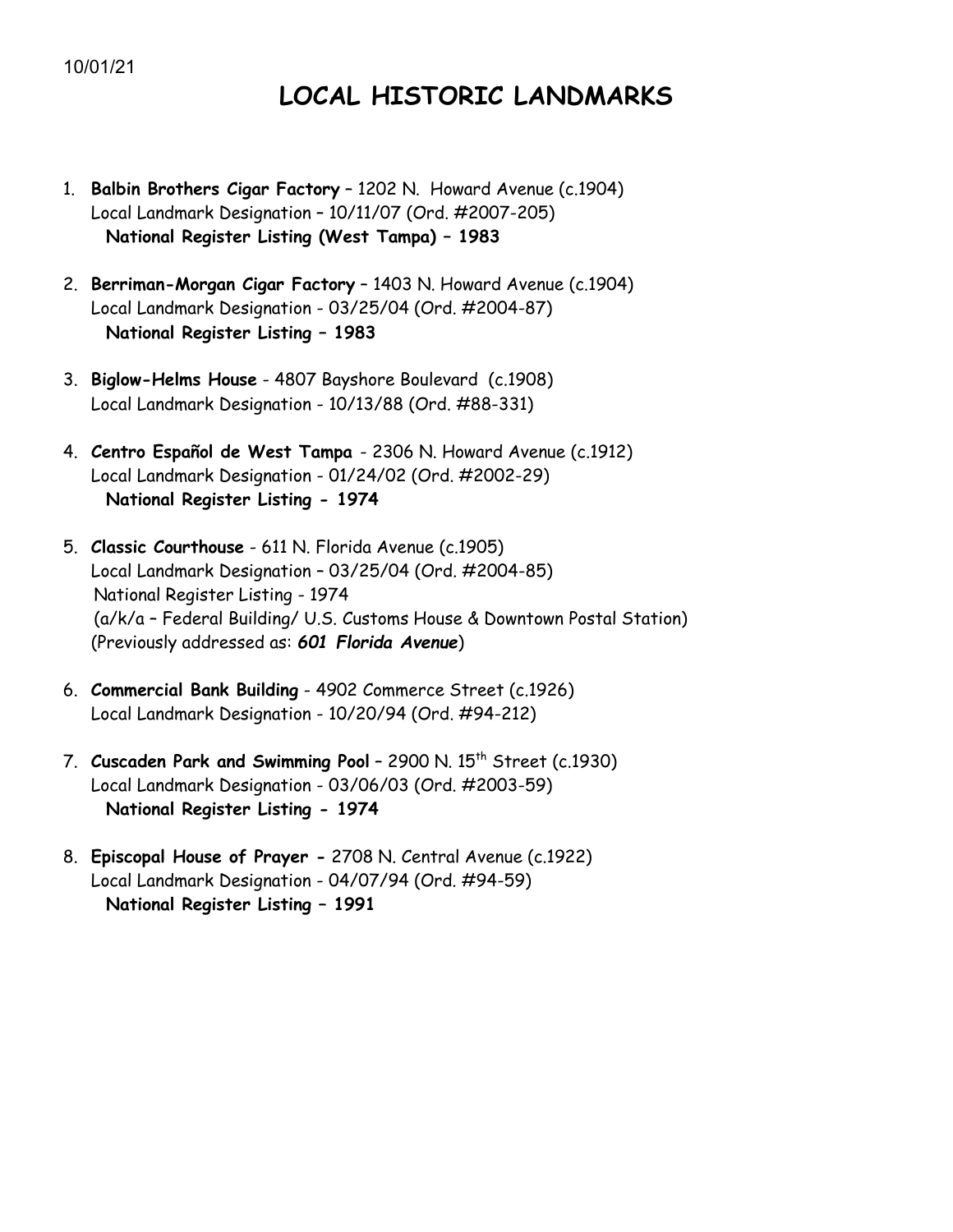10/01/21

# LOCAL HISTORIC LANDMARKS

1. **Balbin Brothers Cigar Factory** – 1202 N. Howard Avenue (c.1904)
   Local Landmark Designation – 10/11/07 (Ord. #2007-205)
   **National Register Listing (West Tampa) – 1983**

2. **Berriman-Morgan Cigar Factory** – 1403 N. Howard Avenue (c.1904)
   Local Landmark Designation - 03/25/04 (Ord. #2004-87)
   **National Register Listing – 1983**

3. **Biglow-Helms House** - 4807 Bayshore Boulevard (c.1908)
   Local Landmark Designation - 10/13/88 (Ord. #88-331)

4. **Centro Español de West Tampa** - 2306 N. Howard Avenue (c.1912)
   Local Landmark Designation - 01/24/02 (Ord. #2002-29)
   **National Register Listing - 1974**

5. **Classic Courthouse** - 611 N. Florida Avenue (c.1905)
   Local Landmark Designation – 03/25/04 (Ord. #2004-85)
   National Register Listing - 1974
   (a/k/a – Federal Building/ U.S. Customs House & Downtown Postal Station)
   (Previously addressed as: ***601 Florida Avenue***)

6. **Commercial Bank Building** - 4902 Commerce Street (c.1926)
   Local Landmark Designation - 10/20/94 (Ord. #94-212)

7. **Cuscaden Park and Swimming Pool** – 2900 N. 15th Street (c.1930)
   Local Landmark Designation - 03/06/03 (Ord. #2003-59)
   **National Register Listing - 1974**

8. **Episcopal House of Prayer** - 2708 N. Central Avenue (c.1922)
   Local Landmark Designation - 04/07/94 (Ord. #94-59)
   **National Register Listing – 1991**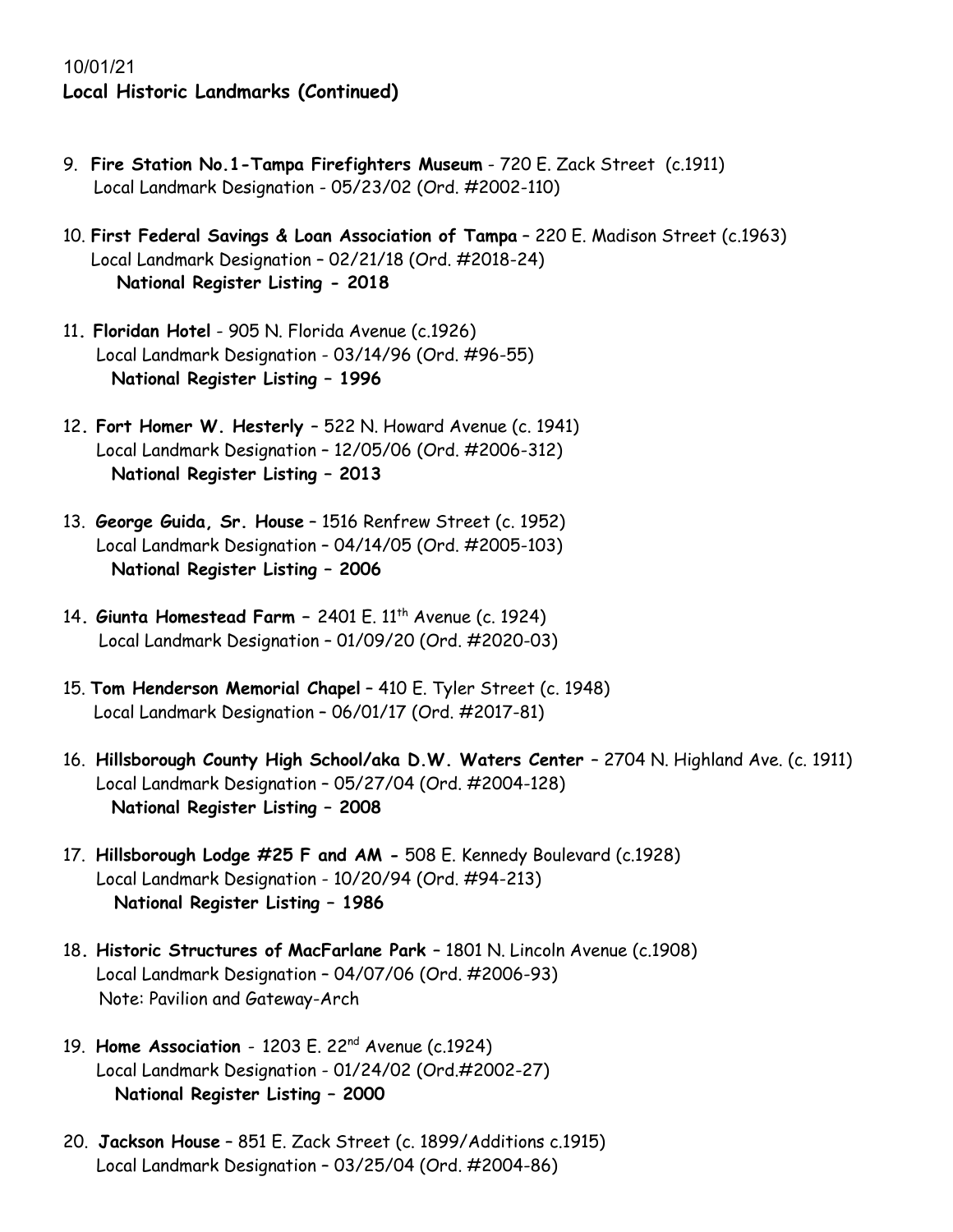10/01/21

**Local Historic Landmarks (Continued)**

9. **Fire Station No.1-Tampa Firefighters Museum** - 720 E. Zack Street (c.1911)
   Local Landmark Designation - 05/23/02 (Ord. #2002-110)

10. **First Federal Savings & Loan Association of Tampa** – 220 E. Madison Street (c.1963)
    Local Landmark Designation – 02/21/18 (Ord. #2018-24)
    **National Register Listing - 2018**

11. **Floridan Hotel** - 905 N. Florida Avenue (c.1926)
    Local Landmark Designation - 03/14/96 (Ord. #96-55)
    **National Register Listing – 1996**

12. **Fort Homer W. Hesterly** – 522 N. Howard Avenue (c. 1941)
    Local Landmark Designation – 12/05/06 (Ord. #2006-312)
    **National Register Listing – 2013**

13. **George Guida, Sr. House** – 1516 Renfrew Street (c. 1952)
    Local Landmark Designation – 04/14/05 (Ord. #2005-103)
    **National Register Listing – 2006**

14. **Giunta Homestead Farm** – 2401 E. 11th Avenue (c. 1924)
    Local Landmark Designation – 01/09/20 (Ord. #2020-03)

15. **Tom Henderson Memorial Chapel** – 410 E. Tyler Street (c. 1948)
    Local Landmark Designation – 06/01/17 (Ord. #2017-81)

16. **Hillsborough County High School/aka D.W. Waters Center** – 2704 N. Highland Ave. (c. 1911)
    Local Landmark Designation – 05/27/04 (Ord. #2004-128)
    **National Register Listing – 2008**

17. **Hillsborough Lodge #25 F and AM -** 508 E. Kennedy Boulevard (c.1928)
    Local Landmark Designation - 10/20/94 (Ord. #94-213)
    **National Register Listing – 1986**

18. **Historic Structures of MacFarlane Park** – 1801 N. Lincoln Avenue (c.1908)
    Local Landmark Designation – 04/07/06 (Ord. #2006-93)
    Note: Pavilion and Gateway-Arch

19. **Home Association** - 1203 E. 22nd Avenue (c.1924)
    Local Landmark Designation - 01/24/02 (Ord.#2002-27)
    **National Register Listing – 2000**

20. **Jackson House** – 851 E. Zack Street (c. 1899/Additions c.1915)
    Local Landmark Designation – 03/25/04 (Ord. #2004-86)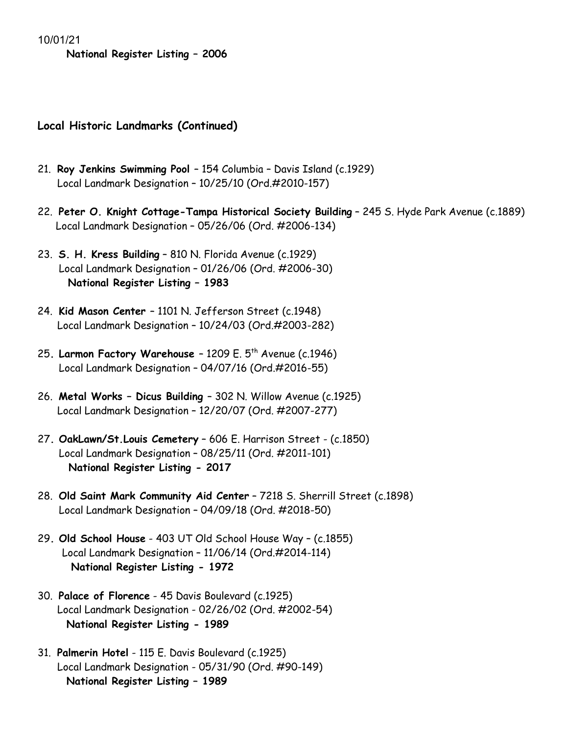10/01/21

**National Register Listing – 2006**

## Local Historic Landmarks (Continued)

21. **Roy Jenkins Swimming Pool** – 154 Columbia – Davis Island (c.1929)
    Local Landmark Designation – 10/25/10 (Ord.#2010-157)

22. **Peter O. Knight Cottage-Tampa Historical Society Building** – 245 S. Hyde Park Avenue (c.1889)
    Local Landmark Designation – 05/26/06 (Ord. #2006-134)

23. **S. H. Kress Building** – 810 N. Florida Avenue (c.1929)
    Local Landmark Designation – 01/26/06 (Ord. #2006-30)
    **National Register Listing – 1983**

24. **Kid Mason Center** – 1101 N. Jefferson Street (c.1948)
    Local Landmark Designation – 10/24/03 (Ord.#2003-282)

25. **Larmon Factory Warehouse** – 1209 E. 5th Avenue (c.1946)
    Local Landmark Designation – 04/07/16 (Ord.#2016-55)

26. **Metal Works – Dicus Building** – 302 N. Willow Avenue (c.1925)
    Local Landmark Designation – 12/20/07 (Ord. #2007-277)

27. **OakLawn/St.Louis Cemetery** – 606 E. Harrison Street - (c.1850)
    Local Landmark Designation – 08/25/11 (Ord. #2011-101)
    **National Register Listing - 2017**

28. **Old Saint Mark Community Aid Center** – 7218 S. Sherrill Street (c.1898)
    Local Landmark Designation – 04/09/18 (Ord. #2018-50)

29. **Old School House** - 403 UT Old School House Way – (c.1855)
    Local Landmark Designation – 11/06/14 (Ord.#2014-114)
    **National Register Listing - 1972**

30. **Palace of Florence** - 45 Davis Boulevard (c.1925)
    Local Landmark Designation - 02/26/02 (Ord. #2002-54)
    **National Register Listing - 1989**

31. **Palmerin Hotel** - 115 E. Davis Boulevard (c.1925)
    Local Landmark Designation - 05/31/90 (Ord. #90-149)
    **National Register Listing – 1989**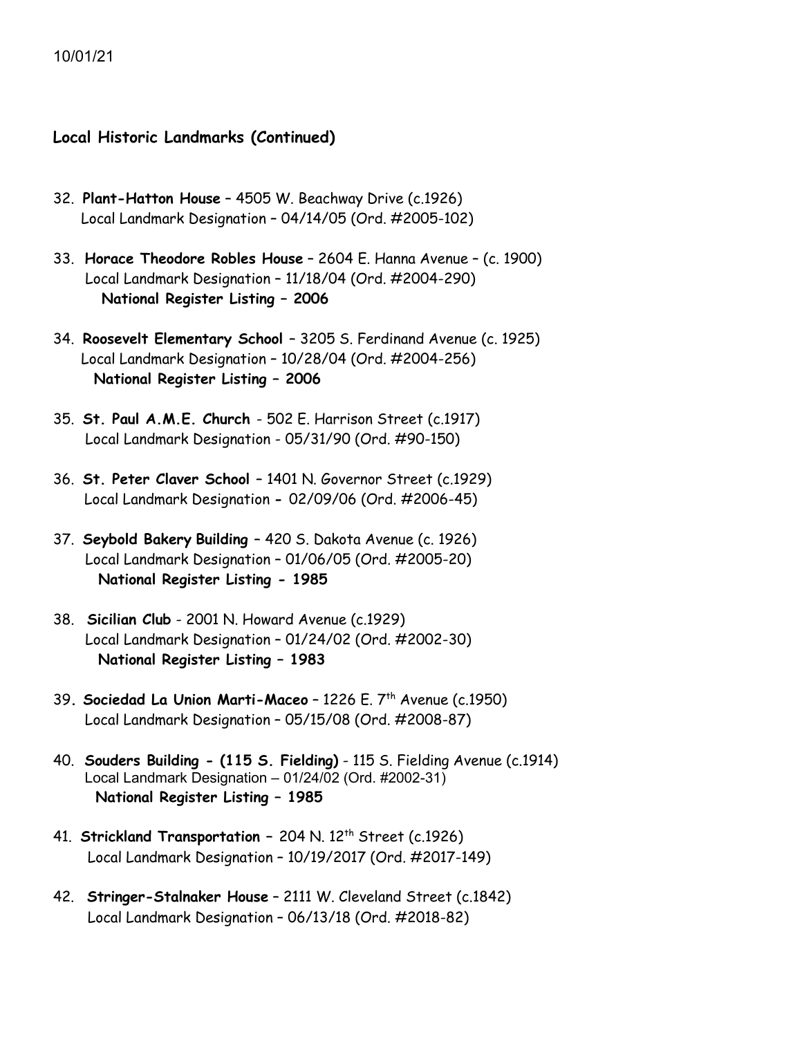10/01/21

## Local Historic Landmarks (Continued)

32. **Plant-Hatton House** – 4505 W. Beachway Drive (c.1926)
    Local Landmark Designation – 04/14/05 (Ord. #2005-102)

33. **Horace Theodore Robles House** – 2604 E. Hanna Avenue – (c. 1900)
    Local Landmark Designation – 11/18/04 (Ord. #2004-290)
    **National Register Listing – 2006**

34. **Roosevelt Elementary School** – 3205 S. Ferdinand Avenue (c. 1925)
    Local Landmark Designation – 10/28/04 (Ord. #2004-256)
    **National Register Listing – 2006**

35. **St. Paul A.M.E. Church** - 502 E. Harrison Street (c.1917)
    Local Landmark Designation - 05/31/90 (Ord. #90-150)

36. **St. Peter Claver School** – 1401 N. Governor Street (c.1929)
    Local Landmark Designation - 02/09/06 (Ord. #2006-45)

37. **Seybold Bakery Building** – 420 S. Dakota Avenue (c. 1926)
    Local Landmark Designation – 01/06/05 (Ord. #2005-20)
    **National Register Listing - 1985**

38. **Sicilian Club** - 2001 N. Howard Avenue (c.1929)
    Local Landmark Designation – 01/24/02 (Ord. #2002-30)
    **National Register Listing – 1983**

39. **Sociedad La Union Marti-Maceo** – 1226 E. 7th Avenue (c.1950)
    Local Landmark Designation – 05/15/08 (Ord. #2008-87)

40. **Souders Building - (115 S. Fielding)** - 115 S. Fielding Avenue (c.1914)
    Local Landmark Designation – 01/24/02 (Ord. #2002-31)
    **National Register Listing – 1985**

41. **Strickland Transportation** – 204 N. 12th Street (c.1926)
    Local Landmark Designation – 10/19/2017 (Ord. #2017-149)

42. **Stringer-Stalnaker House** – 2111 W. Cleveland Street (c.1842)
    Local Landmark Designation – 06/13/18 (Ord. #2018-82)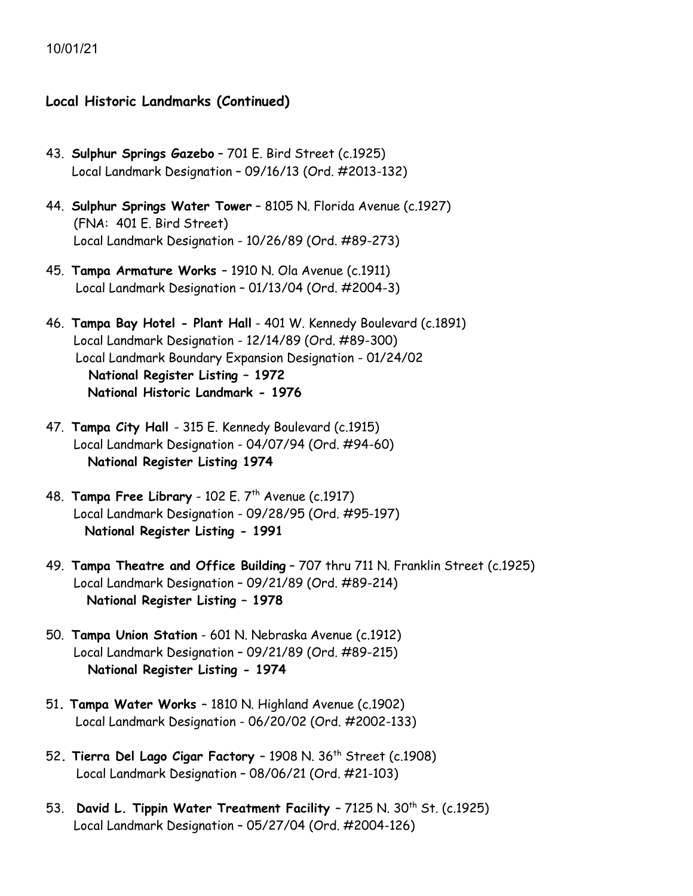10/01/21

### Local Historic Landmarks (Continued)

43. **Sulphur Springs Gazebo** – 701 E. Bird Street (c.1925)
    Local Landmark Designation – 09/16/13 (Ord. #2013-132)

44. **Sulphur Springs Water Tower** – 8105 N. Florida Avenue (c.1927)
    (FNA: 401 E. Bird Street)
    Local Landmark Designation - 10/26/89 (Ord. #89-273)

45. **Tampa Armature Works** – 1910 N. Ola Avenue (c.1911)
    Local Landmark Designation – 01/13/04 (Ord. #2004-3)

46. **Tampa Bay Hotel - Plant Hall** - 401 W. Kennedy Boulevard (c.1891)
    Local Landmark Designation - 12/14/89 (Ord. #89-300)
    Local Landmark Boundary Expansion Designation - 01/24/02
    **National Register Listing – 1972**
    **National Historic Landmark - 1976**

47. **Tampa City Hall** - 315 E. Kennedy Boulevard (c.1915)
    Local Landmark Designation - 04/07/94 (Ord. #94-60)
    **National Register Listing 1974**

48. **Tampa Free Library** - 102 E. 7th Avenue (c.1917)
    Local Landmark Designation - 09/28/95 (Ord. #95-197)
    **National Register Listing - 1991**

49. **Tampa Theatre and Office Building** – 707 thru 711 N. Franklin Street (c.1925)
    Local Landmark Designation – 09/21/89 (Ord. #89-214)
    **National Register Listing – 1978**

50. **Tampa Union Station** - 601 N. Nebraska Avenue (c.1912)
    Local Landmark Designation – 09/21/89 (Ord. #89-215)
    **National Register Listing - 1974**

51. **Tampa Water Works** – 1810 N. Highland Avenue (c.1902)
    Local Landmark Designation - 06/20/02 (Ord. #2002-133)

52. **Tierra Del Lago Cigar Factory** – 1908 N. 36th Street (c.1908)
    Local Landmark Designation – 08/06/21 (Ord. #21-103)

53. **David L. Tippin Water Treatment Facility** – 7125 N. 30th St. (c.1925)
    Local Landmark Designation – 05/27/04 (Ord. #2004-126)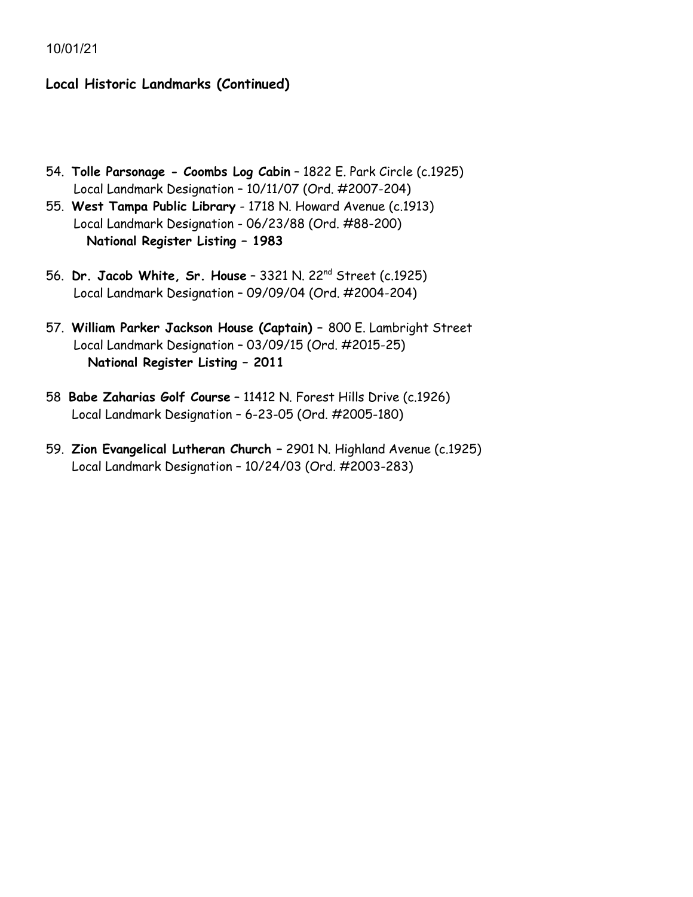## Local Historic Landmarks (Continued)

54. **Tolle Parsonage - Coombs Log Cabin** – 1822 E. Park Circle (c.1925)
   Local Landmark Designation – 10/11/07 (Ord. #2007-204)
55. **West Tampa Public Library** - 1718 N. Howard Avenue (c.1913)
   Local Landmark Designation - 06/23/88 (Ord. #88-200)
   **National Register Listing – 1983**
56. **Dr. Jacob White, Sr. House** – 3321 N. 22nd Street (c.1925)
   Local Landmark Designation – 09/09/04 (Ord. #2004-204)
57. **William Parker Jackson House (Captain)** – 800 E. Lambright Street
   Local Landmark Designation – 03/09/15 (Ord. #2015-25)
   **National Register Listing – 2011**
58. **Babe Zaharias Golf Course** – 11412 N. Forest Hills Drive (c.1926)
   Local Landmark Designation – 6-23-05 (Ord. #2005-180)
59. **Zion Evangelical Lutheran Church** – 2901 N. Highland Avenue (c.1925)
   Local Landmark Designation – 10/24/03 (Ord. #2003-283)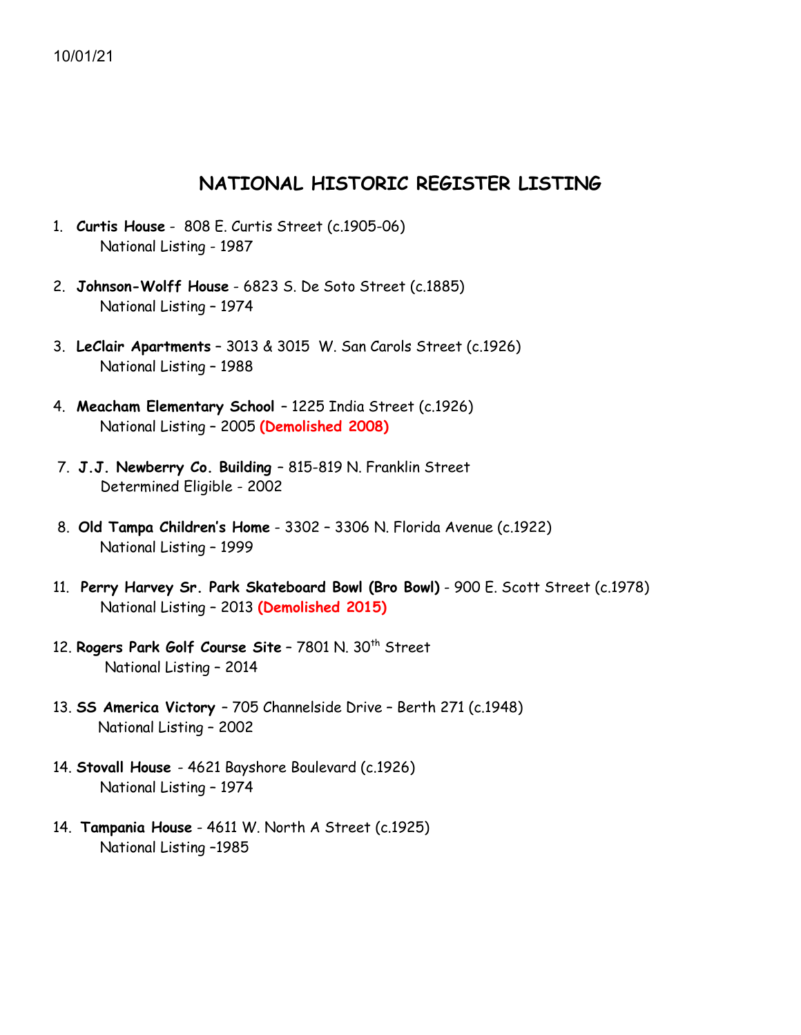10/01/21

# NATIONAL HISTORIC REGISTER LISTING

1. **Curtis House** - 808 E. Curtis Street (c.1905-06)
   National Listing - 1987

2. **Johnson-Wolff House** - 6823 S. De Soto Street (c.1885)
   National Listing – 1974

3. **LeClair Apartments** – 3013 & 3015 W. San Carols Street (c.1926)
   National Listing – 1988

4. **Meacham Elementary School** – 1225 India Street (c.1926)
   National Listing – 2005 **(Demolished 2008)**

7. **J.J. Newberry Co. Building** – 815-819 N. Franklin Street
   Determined Eligible - 2002

8. **Old Tampa Children's Home** - 3302 – 3306 N. Florida Avenue (c.1922)
   National Listing – 1999

11. **Perry Harvey Sr. Park Skateboard Bowl (Bro Bowl)** - 900 E. Scott Street (c.1978)
    National Listing – 2013 **(Demolished 2015)**

12. **Rogers Park Golf Course Site** – 7801 N. 30th Street
    National Listing – 2014

13. **SS America Victory** – 705 Channelside Drive – Berth 271 (c.1948)
    National Listing – 2002

14. **Stovall House** - 4621 Bayshore Boulevard (c.1926)
    National Listing – 1974

14. **Tampania House** - 4611 W. North A Street (c.1925)
    National Listing –1985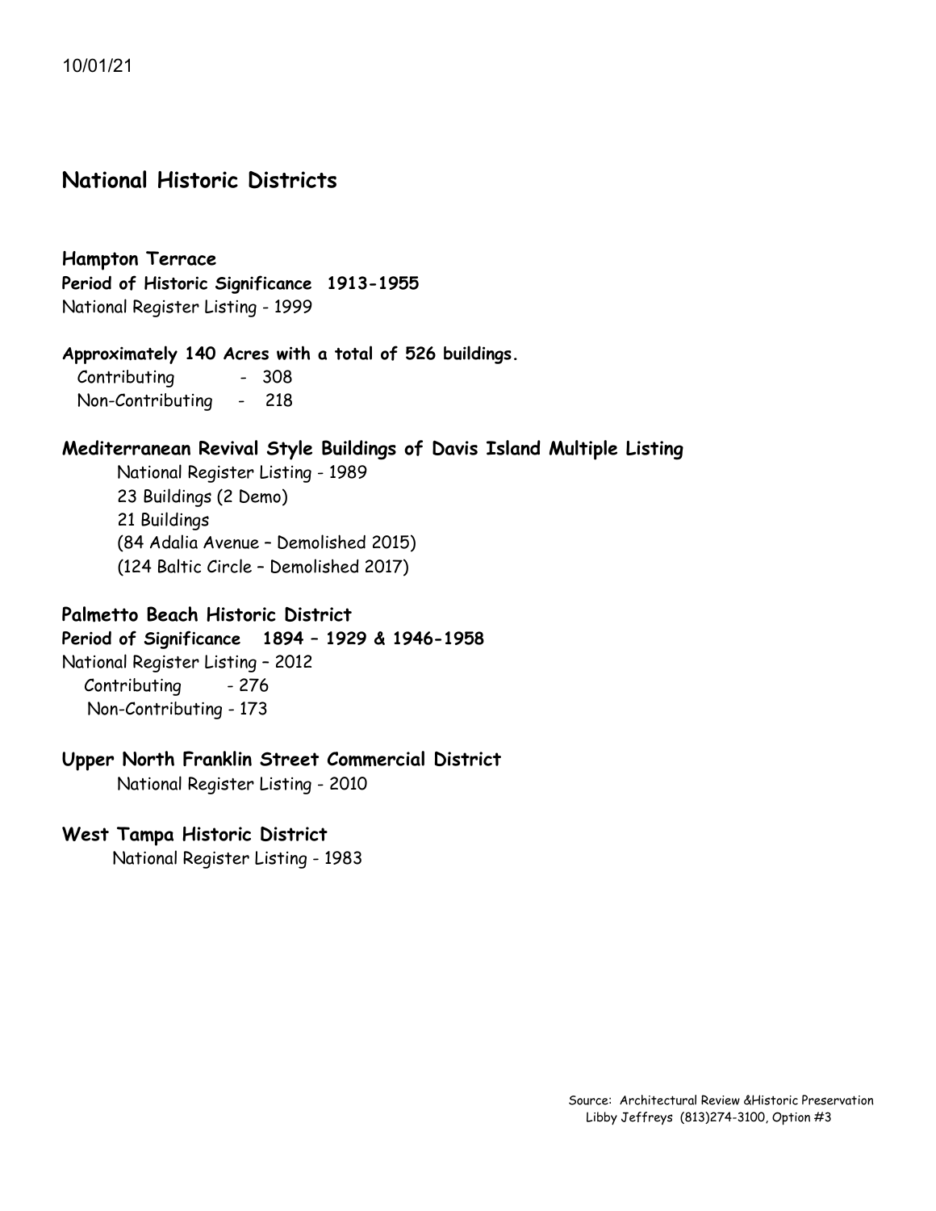10/01/21

# National Historic Districts

## Hampton Terrace

**Period of Historic Significance 1913-1955**

National Register Listing - 1999

**Approximately 140 Acres with a total of 526 buildings.**

Contributing - 308
Non-Contributing - 218

## Mediterranean Revival Style Buildings of Davis Island Multiple Listing

National Register Listing - 1989
23 Buildings (2 Demo)
21 Buildings
(84 Adalia Avenue – Demolished 2015)
(124 Baltic Circle – Demolished 2017)

## Palmetto Beach Historic District

**Period of Significance 1894 – 1929 & 1946-1958**

National Register Listing – 2012
Contributing - 276
Non-Contributing - 173

## Upper North Franklin Street Commercial District

National Register Listing - 2010

## West Tampa Historic District

National Register Listing - 1983

Source: Architectural Review &Historic Preservation
Libby Jeffreys (813)274-3100, Option #3